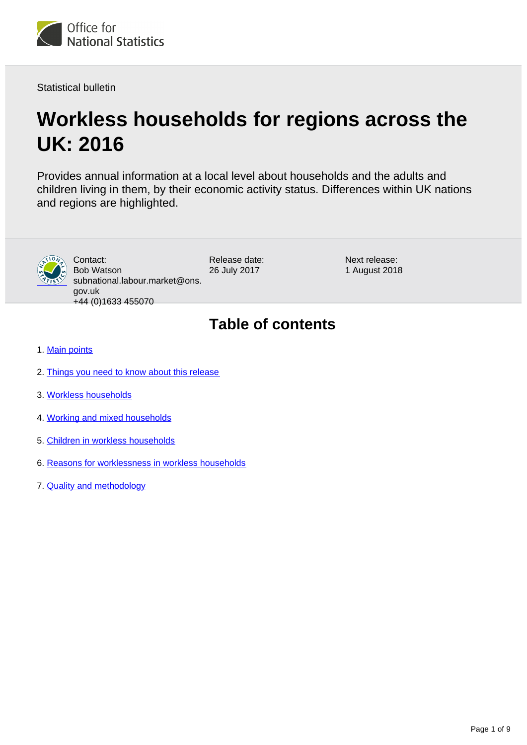Office for National Statistics

Statistical bulletin

# Workless households for regions across the UK: 2016

Provides annual information at a local level about households and the adults and children living in them, by their economic activity status. Differences within UK nations and regions are highlighted.

Contact:
Bob Watson
subnational.labour.market@ons.gov.uk
+44 (0)1633 455070

Release date:
26 July 2017

Next release:
1 August 2018

## Table of contents

1. Main points
2. Things you need to know about this release
3. Workless households
4. Working and mixed households
5. Children in workless households
6. Reasons for worklessness in workless households
7. Quality and methodology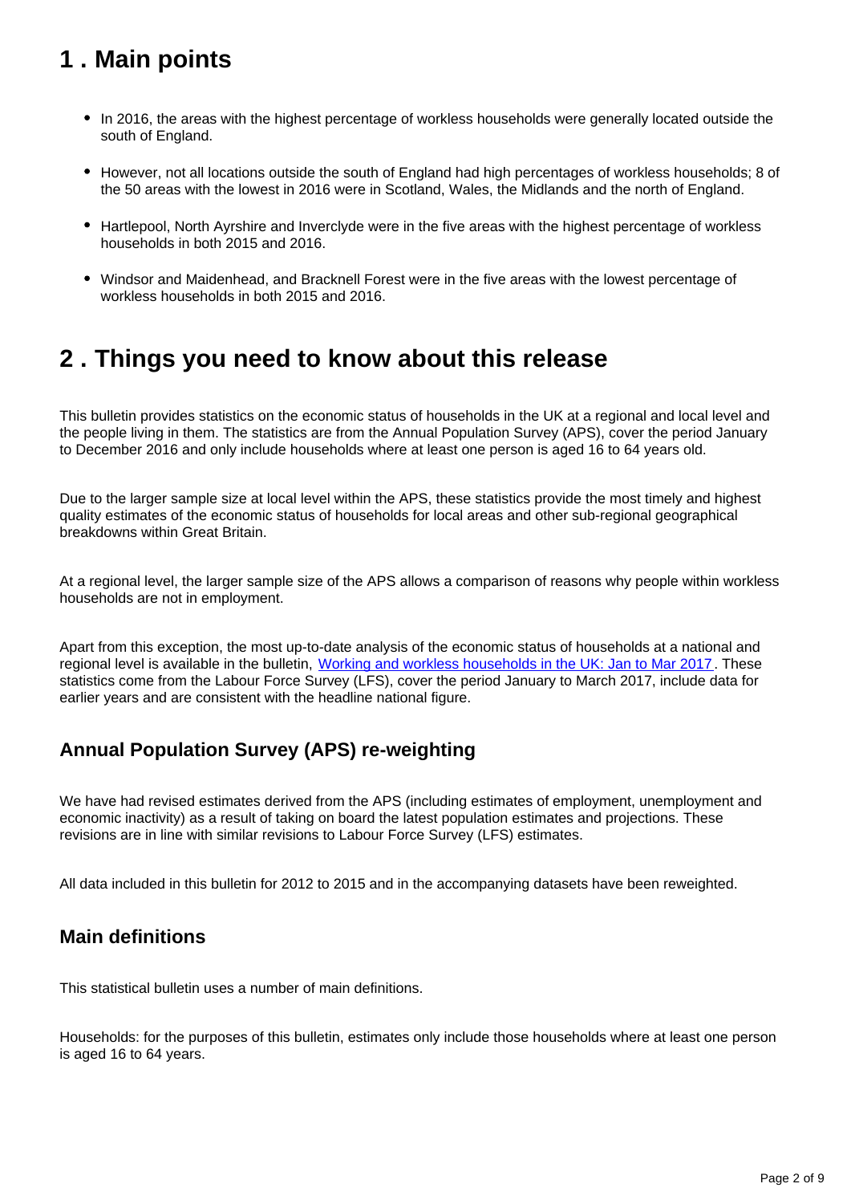## 1 . Main points

- In 2016, the areas with the highest percentage of workless households were generally located outside the south of England.
- However, not all locations outside the south of England had high percentages of workless households; 8 of the 50 areas with the lowest in 2016 were in Scotland, Wales, the Midlands and the north of England.
- Hartlepool, North Ayrshire and Inverclyde were in the five areas with the highest percentage of workless households in both 2015 and 2016.
- Windsor and Maidenhead, and Bracknell Forest were in the five areas with the lowest percentage of workless households in both 2015 and 2016.

## 2 . Things you need to know about this release

This bulletin provides statistics on the economic status of households in the UK at a regional and local level and the people living in them. The statistics are from the Annual Population Survey (APS), cover the period January to December 2016 and only include households where at least one person is aged 16 to 64 years old.

Due to the larger sample size at local level within the APS, these statistics provide the most timely and highest quality estimates of the economic status of households for local areas and other sub-regional geographical breakdowns within Great Britain.

At a regional level, the larger sample size of the APS allows a comparison of reasons why people within workless households are not in employment.

Apart from this exception, the most up-to-date analysis of the economic status of households at a national and regional level is available in the bulletin, [Working and workless households in the UK: Jan to Mar 2017]. These statistics come from the Labour Force Survey (LFS), cover the period January to March 2017, include data for earlier years and are consistent with the headline national figure.

### Annual Population Survey (APS) re-weighting

We have had revised estimates derived from the APS (including estimates of employment, unemployment and economic inactivity) as a result of taking on board the latest population estimates and projections. These revisions are in line with similar revisions to Labour Force Survey (LFS) estimates.

All data included in this bulletin for 2012 to 2015 and in the accompanying datasets have been reweighted.

### Main definitions

This statistical bulletin uses a number of main definitions.

Households: for the purposes of this bulletin, estimates only include those households where at least one person is aged 16 to 64 years.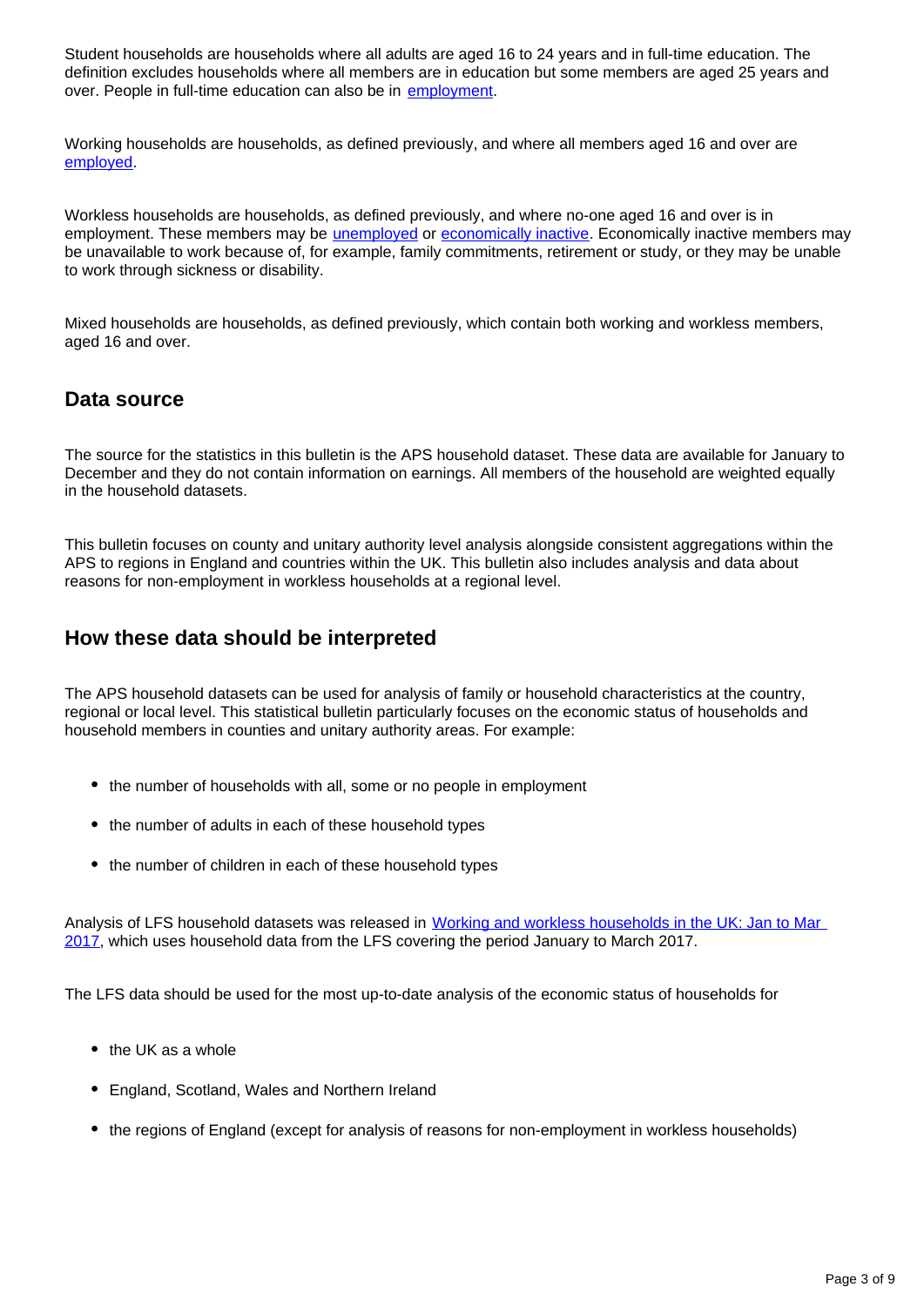Student households are households where all adults are aged 16 to 24 years and in full-time education. The definition excludes households where all members are in education but some members are aged 25 years and over. People in full-time education can also be in [employment](#).

Working households are households, as defined previously, and where all members aged 16 and over are [employed](#).

Workless households are households, as defined previously, and where no-one aged 16 and over is in employment. These members may be [unemployed](#) or [economically inactive](#). Economically inactive members may be unavailable to work because of, for example, family commitments, retirement or study, or they may be unable to work through sickness or disability.

Mixed households are households, as defined previously, which contain both working and workless members, aged 16 and over.

## Data source

The source for the statistics in this bulletin is the APS household dataset. These data are available for January to December and they do not contain information on earnings. All members of the household are weighted equally in the household datasets.

This bulletin focuses on county and unitary authority level analysis alongside consistent aggregations within the APS to regions in England and countries within the UK. This bulletin also includes analysis and data about reasons for non-employment in workless households at a regional level.

## How these data should be interpreted

The APS household datasets can be used for analysis of family or household characteristics at the country, regional or local level. This statistical bulletin particularly focuses on the economic status of households and household members in counties and unitary authority areas. For example:

- the number of households with all, some or no people in employment
- the number of adults in each of these household types
- the number of children in each of these household types

Analysis of LFS household datasets was released in [Working and workless households in the UK: Jan to Mar 2017](#), which uses household data from the LFS covering the period January to March 2017.

The LFS data should be used for the most up-to-date analysis of the economic status of households for

- the UK as a whole
- England, Scotland, Wales and Northern Ireland
- the regions of England (except for analysis of reasons for non-employment in workless households)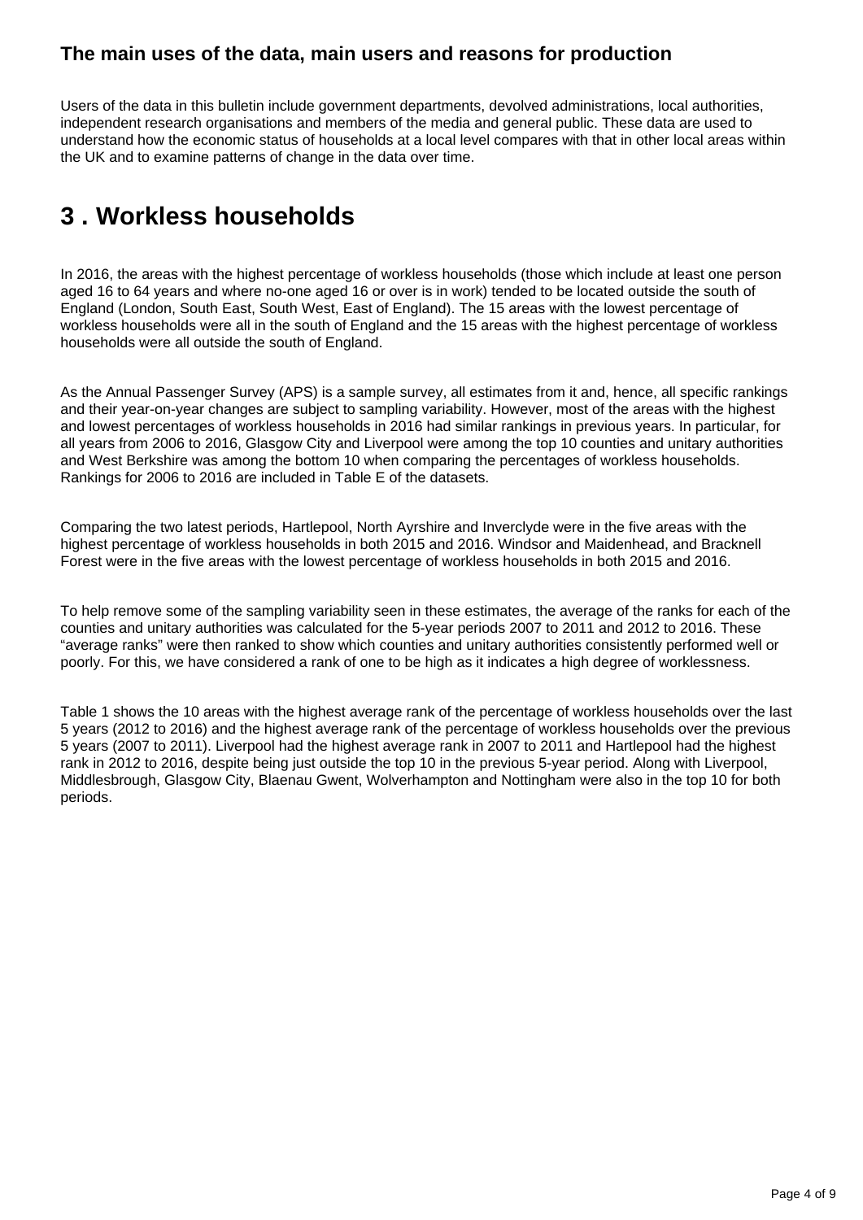### The main uses of the data, main users and reasons for production

Users of the data in this bulletin include government departments, devolved administrations, local authorities, independent research organisations and members of the media and general public. These data are used to understand how the economic status of households at a local level compares with that in other local areas within the UK and to examine patterns of change in the data over time.

## 3 . Workless households

In 2016, the areas with the highest percentage of workless households (those which include at least one person aged 16 to 64 years and where no-one aged 16 or over is in work) tended to be located outside the south of England (London, South East, South West, East of England). The 15 areas with the lowest percentage of workless households were all in the south of England and the 15 areas with the highest percentage of workless households were all outside the south of England.

As the Annual Passenger Survey (APS) is a sample survey, all estimates from it and, hence, all specific rankings and their year-on-year changes are subject to sampling variability. However, most of the areas with the highest and lowest percentages of workless households in 2016 had similar rankings in previous years. In particular, for all years from 2006 to 2016, Glasgow City and Liverpool were among the top 10 counties and unitary authorities and West Berkshire was among the bottom 10 when comparing the percentages of workless households. Rankings for 2006 to 2016 are included in Table E of the datasets.

Comparing the two latest periods, Hartlepool, North Ayrshire and Inverclyde were in the five areas with the highest percentage of workless households in both 2015 and 2016. Windsor and Maidenhead, and Bracknell Forest were in the five areas with the lowest percentage of workless households in both 2015 and 2016.

To help remove some of the sampling variability seen in these estimates, the average of the ranks for each of the counties and unitary authorities was calculated for the 5-year periods 2007 to 2011 and 2012 to 2016. These "average ranks" were then ranked to show which counties and unitary authorities consistently performed well or poorly. For this, we have considered a rank of one to be high as it indicates a high degree of worklessness.

Table 1 shows the 10 areas with the highest average rank of the percentage of workless households over the last 5 years (2012 to 2016) and the highest average rank of the percentage of workless households over the previous 5 years (2007 to 2011). Liverpool had the highest average rank in 2007 to 2011 and Hartlepool had the highest rank in 2012 to 2016, despite being just outside the top 10 in the previous 5-year period. Along with Liverpool, Middlesbrough, Glasgow City, Blaenau Gwent, Wolverhampton and Nottingham were also in the top 10 for both periods.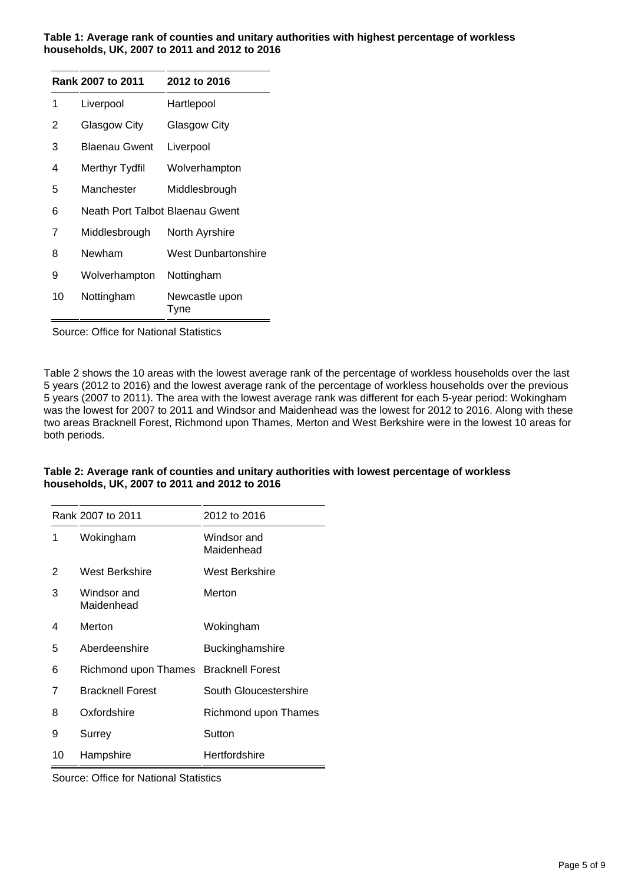**Table 1: Average rank of counties and unitary authorities with highest percentage of workless households, UK, 2007 to 2011 and 2012 to 2016**

| Rank | 2007 to 2011 | 2012 to 2016 |
| --- | --- | --- |
| 1 | Liverpool | Hartlepool |
| 2 | Glasgow City | Glasgow City |
| 3 | Blaenau Gwent | Liverpool |
| 4 | Merthyr Tydfil | Wolverhampton |
| 5 | Manchester | Middlesbrough |
| 6 | Neath Port Talbot | Blaenau Gwent |
| 7 | Middlesbrough | North Ayrshire |
| 8 | Newham | West Dunbartonshire |
| 9 | Wolverhampton | Nottingham |
| 10 | Nottingham | Newcastle upon Tyne |

Source: Office for National Statistics

Table 2 shows the 10 areas with the lowest average rank of the percentage of workless households over the last 5 years (2012 to 2016) and the lowest average rank of the percentage of workless households over the previous 5 years (2007 to 2011). The area with the lowest average rank was different for each 5-year period: Wokingham was the lowest for 2007 to 2011 and Windsor and Maidenhead was the lowest for 2012 to 2016. Along with these two areas Bracknell Forest, Richmond upon Thames, Merton and West Berkshire were in the lowest 10 areas for both periods.

**Table 2: Average rank of counties and unitary authorities with lowest percentage of workless households, UK, 2007 to 2011 and 2012 to 2016**

| Rank | 2007 to 2011 | 2012 to 2016 |
| --- | --- | --- |
| 1 | Wokingham | Windsor and Maidenhead |
| 2 | West Berkshire | West Berkshire |
| 3 | Windsor and Maidenhead | Merton |
| 4 | Merton | Wokingham |
| 5 | Aberdeenshire | Buckinghamshire |
| 6 | Richmond upon Thames | Bracknell Forest |
| 7 | Bracknell Forest | South Gloucestershire |
| 8 | Oxfordshire | Richmond upon Thames |
| 9 | Surrey | Sutton |
| 10 | Hampshire | Hertfordshire |

Source: Office for National Statistics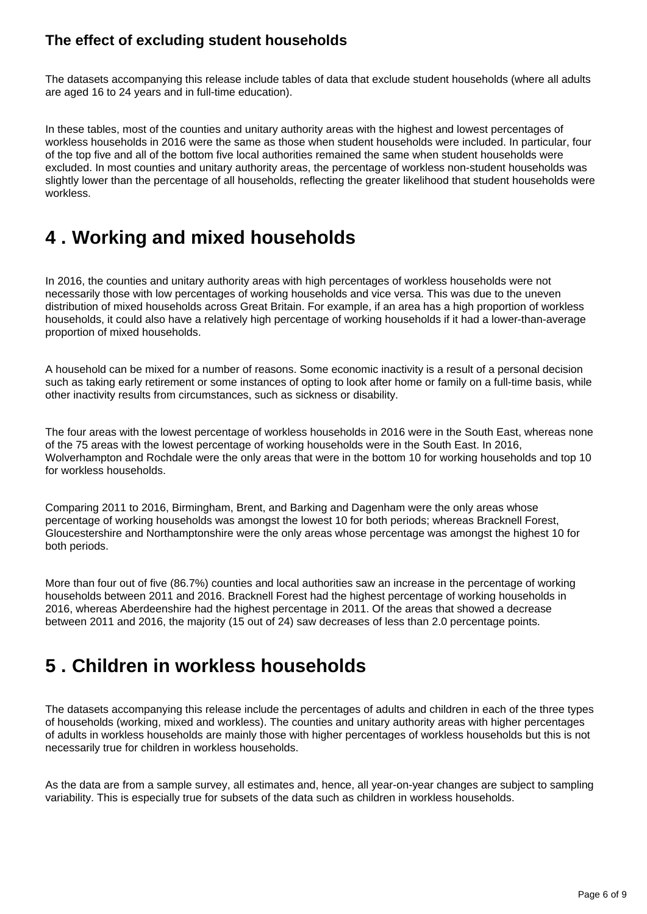### The effect of excluding student households

The datasets accompanying this release include tables of data that exclude student households (where all adults are aged 16 to 24 years and in full-time education).

In these tables, most of the counties and unitary authority areas with the highest and lowest percentages of workless households in 2016 were the same as those when student households were included. In particular, four of the top five and all of the bottom five local authorities remained the same when student households were excluded. In most counties and unitary authority areas, the percentage of workless non-student households was slightly lower than the percentage of all households, reflecting the greater likelihood that student households were workless.

## 4 . Working and mixed households

In 2016, the counties and unitary authority areas with high percentages of workless households were not necessarily those with low percentages of working households and vice versa. This was due to the uneven distribution of mixed households across Great Britain. For example, if an area has a high proportion of workless households, it could also have a relatively high percentage of working households if it had a lower-than-average proportion of mixed households.

A household can be mixed for a number of reasons. Some economic inactivity is a result of a personal decision such as taking early retirement or some instances of opting to look after home or family on a full-time basis, while other inactivity results from circumstances, such as sickness or disability.

The four areas with the lowest percentage of workless households in 2016 were in the South East, whereas none of the 75 areas with the lowest percentage of working households were in the South East. In 2016, Wolverhampton and Rochdale were the only areas that were in the bottom 10 for working households and top 10 for workless households.

Comparing 2011 to 2016, Birmingham, Brent, and Barking and Dagenham were the only areas whose percentage of working households was amongst the lowest 10 for both periods; whereas Bracknell Forest, Gloucestershire and Northamptonshire were the only areas whose percentage was amongst the highest 10 for both periods.

More than four out of five (86.7%) counties and local authorities saw an increase in the percentage of working households between 2011 and 2016. Bracknell Forest had the highest percentage of working households in 2016, whereas Aberdeenshire had the highest percentage in 2011. Of the areas that showed a decrease between 2011 and 2016, the majority (15 out of 24) saw decreases of less than 2.0 percentage points.

## 5 . Children in workless households

The datasets accompanying this release include the percentages of adults and children in each of the three types of households (working, mixed and workless). The counties and unitary authority areas with higher percentages of adults in workless households are mainly those with higher percentages of workless households but this is not necessarily true for children in workless households.

As the data are from a sample survey, all estimates and, hence, all year-on-year changes are subject to sampling variability. This is especially true for subsets of the data such as children in workless households.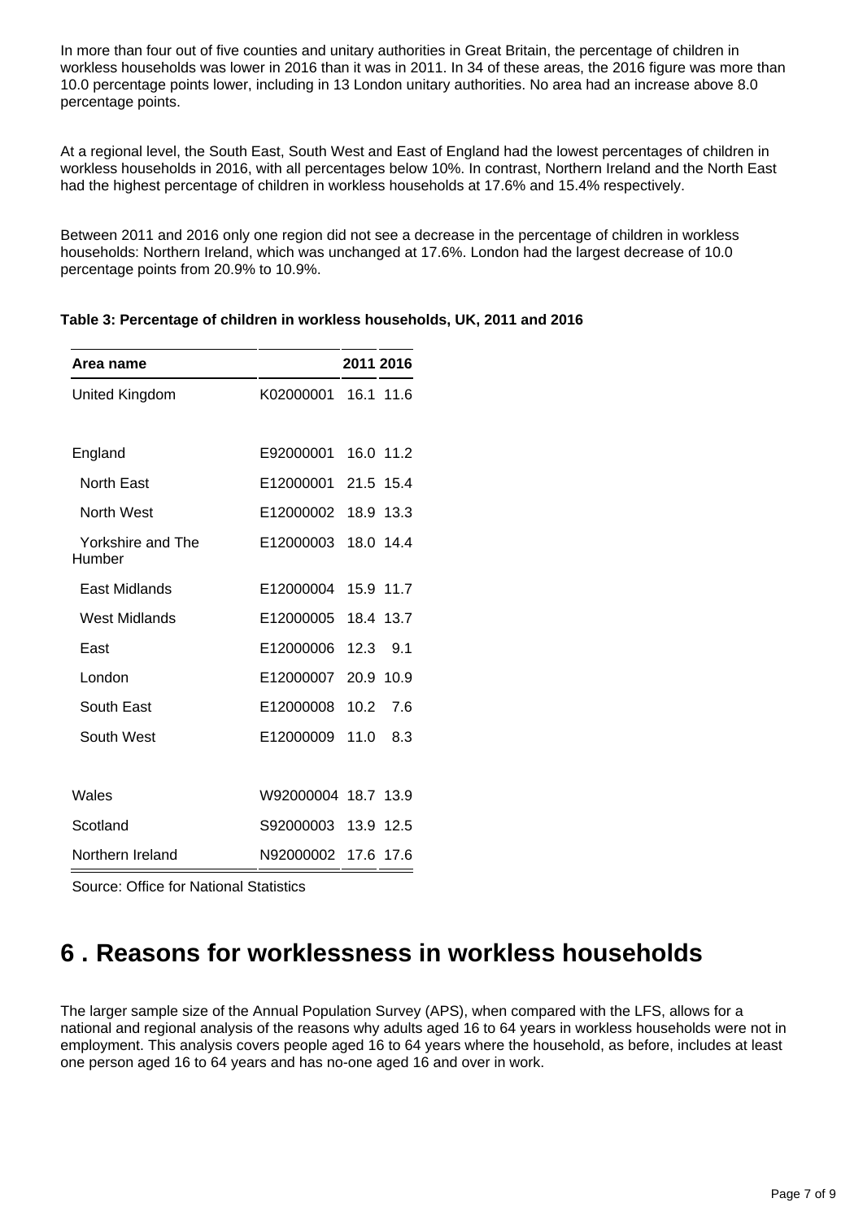In more than four out of five counties and unitary authorities in Great Britain, the percentage of children in workless households was lower in 2016 than it was in 2011. In 34 of these areas, the 2016 figure was more than 10.0 percentage points lower, including in 13 London unitary authorities. No area had an increase above 8.0 percentage points.

At a regional level, the South East, South West and East of England had the lowest percentages of children in workless households in 2016, with all percentages below 10%. In contrast, Northern Ireland and the North East had the highest percentage of children in workless households at 17.6% and 15.4% respectively.

Between 2011 and 2016 only one region did not see a decrease in the percentage of children in workless households: Northern Ireland, which was unchanged at 17.6%. London had the largest decrease of 10.0 percentage points from 20.9% to 10.9%.

**Table 3: Percentage of children in workless households, UK, 2011 and 2016**

| Area name | | 2011 | 2016 |
|---|---|---|---|
| United Kingdom | K02000001 | 16.1 | 11.6 |
| | | | |
| England | E92000001 | 16.0 | 11.2 |
| North East | E12000001 | 21.5 | 15.4 |
| North West | E12000002 | 18.9 | 13.3 |
| Yorkshire and The Humber | E12000003 | 18.0 | 14.4 |
| East Midlands | E12000004 | 15.9 | 11.7 |
| West Midlands | E12000005 | 18.4 | 13.7 |
| East | E12000006 | 12.3 | 9.1 |
| London | E12000007 | 20.9 | 10.9 |
| South East | E12000008 | 10.2 | 7.6 |
| South West | E12000009 | 11.0 | 8.3 |
| | | | |
| Wales | W92000004 | 18.7 | 13.9 |
| Scotland | S92000003 | 13.9 | 12.5 |
| Northern Ireland | N92000002 | 17.6 | 17.6 |

Source: Office for National Statistics

# 6 . Reasons for worklessness in workless households

The larger sample size of the Annual Population Survey (APS), when compared with the LFS, allows for a national and regional analysis of the reasons why adults aged 16 to 64 years in workless households were not in employment. This analysis covers people aged 16 to 64 years where the household, as before, includes at least one person aged 16 to 64 years and has no-one aged 16 and over in work.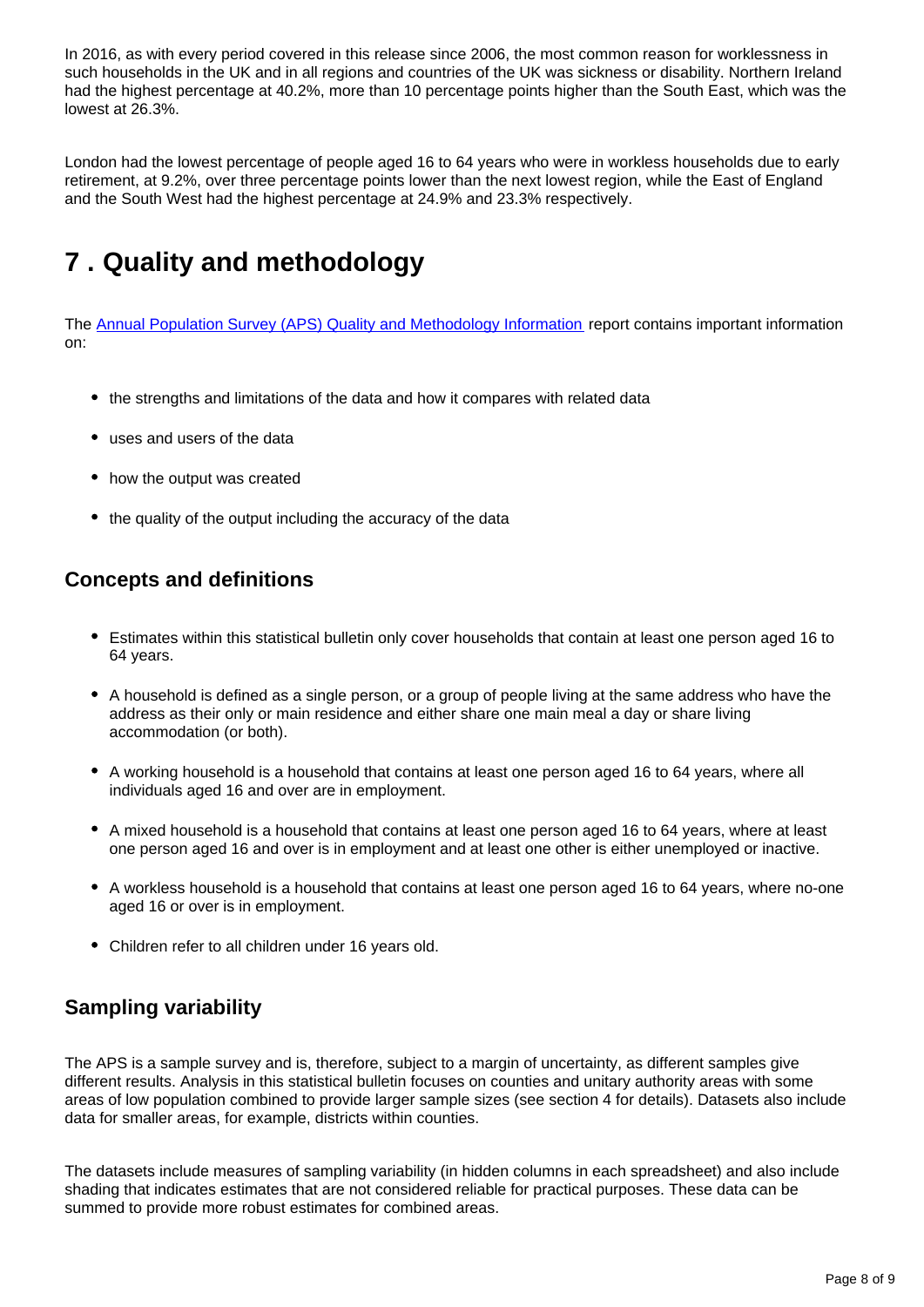In 2016, as with every period covered in this release since 2006, the most common reason for worklessness in such households in the UK and in all regions and countries of the UK was sickness or disability. Northern Ireland had the highest percentage at 40.2%, more than 10 percentage points higher than the South East, which was the lowest at 26.3%.

London had the lowest percentage of people aged 16 to 64 years who were in workless households due to early retirement, at 9.2%, over three percentage points lower than the next lowest region, while the East of England and the South West had the highest percentage at 24.9% and 23.3% respectively.

# 7 . Quality and methodology

The [Annual Population Survey (APS) Quality and Methodology Information](#) report contains important information on:

- the strengths and limitations of the data and how it compares with related data
- uses and users of the data
- how the output was created
- the quality of the output including the accuracy of the data

## Concepts and definitions

- Estimates within this statistical bulletin only cover households that contain at least one person aged 16 to 64 years.
- A household is defined as a single person, or a group of people living at the same address who have the address as their only or main residence and either share one main meal a day or share living accommodation (or both).
- A working household is a household that contains at least one person aged 16 to 64 years, where all individuals aged 16 and over are in employment.
- A mixed household is a household that contains at least one person aged 16 to 64 years, where at least one person aged 16 and over is in employment and at least one other is either unemployed or inactive.
- A workless household is a household that contains at least one person aged 16 to 64 years, where no-one aged 16 or over is in employment.
- Children refer to all children under 16 years old.

## Sampling variability

The APS is a sample survey and is, therefore, subject to a margin of uncertainty, as different samples give different results. Analysis in this statistical bulletin focuses on counties and unitary authority areas with some areas of low population combined to provide larger sample sizes (see section 4 for details). Datasets also include data for smaller areas, for example, districts within counties.

The datasets include measures of sampling variability (in hidden columns in each spreadsheet) and also include shading that indicates estimates that are not considered reliable for practical purposes. These data can be summed to provide more robust estimates for combined areas.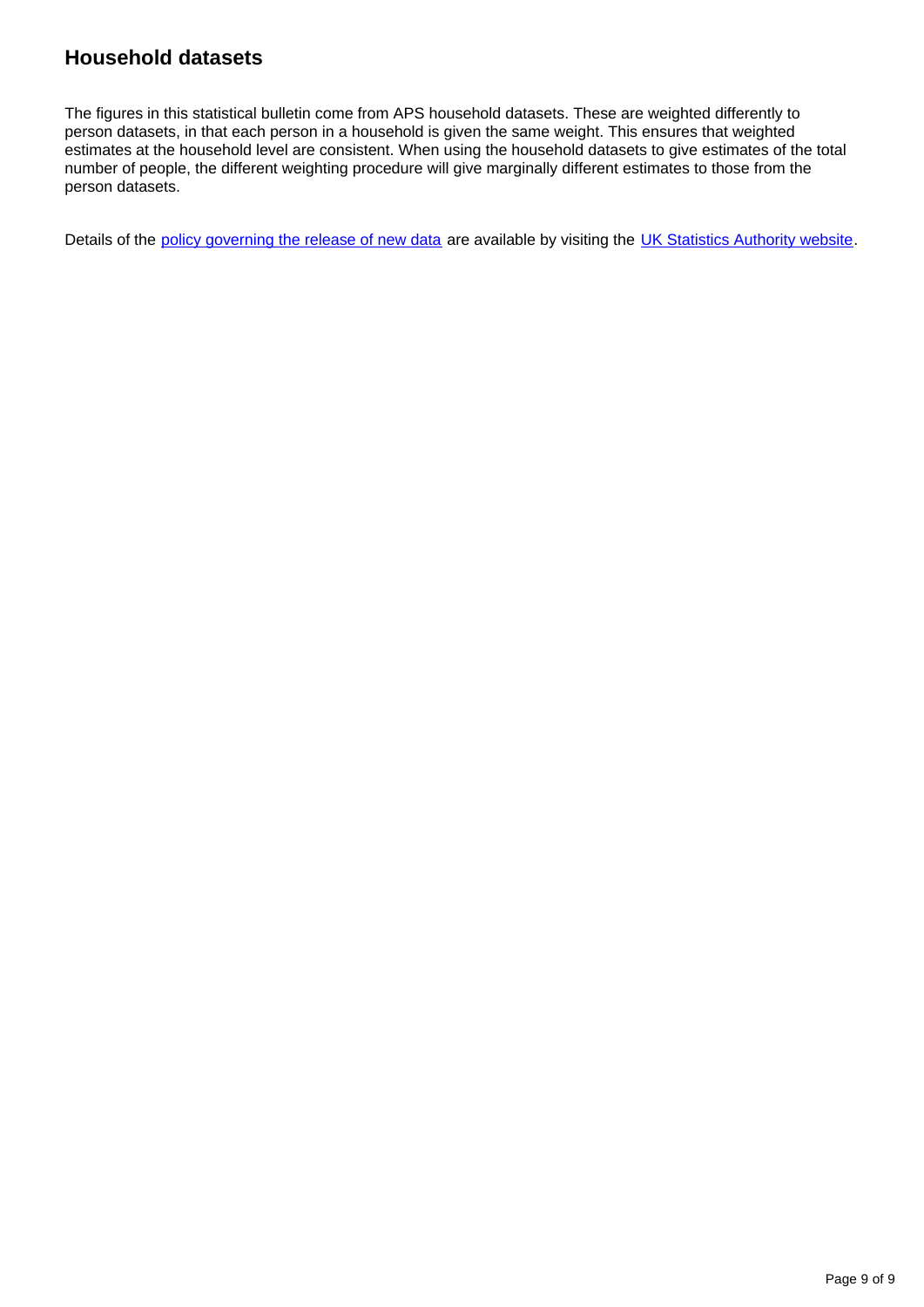## Household datasets

The figures in this statistical bulletin come from APS household datasets. These are weighted differently to person datasets, in that each person in a household is given the same weight. This ensures that weighted estimates at the household level are consistent. When using the household datasets to give estimates of the total number of people, the different weighting procedure will give marginally different estimates to those from the person datasets.

Details of the policy governing the release of new data are available by visiting the UK Statistics Authority website.